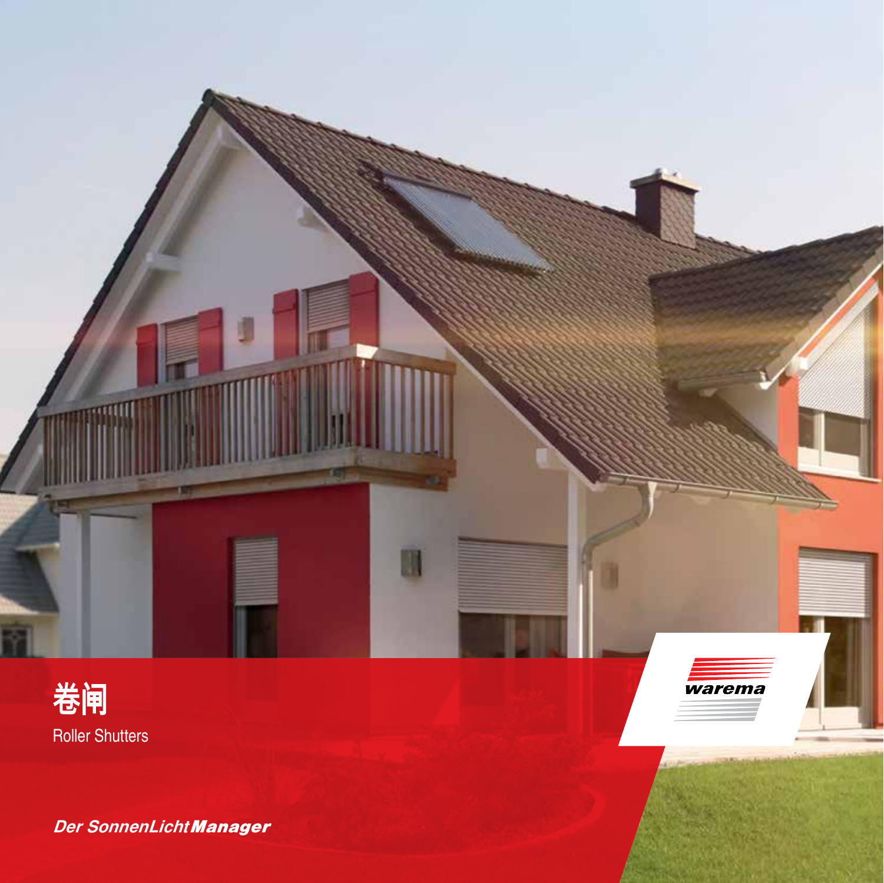# 卷闸

Roller Shutters

warema

*Der SonnenLicht**Manager***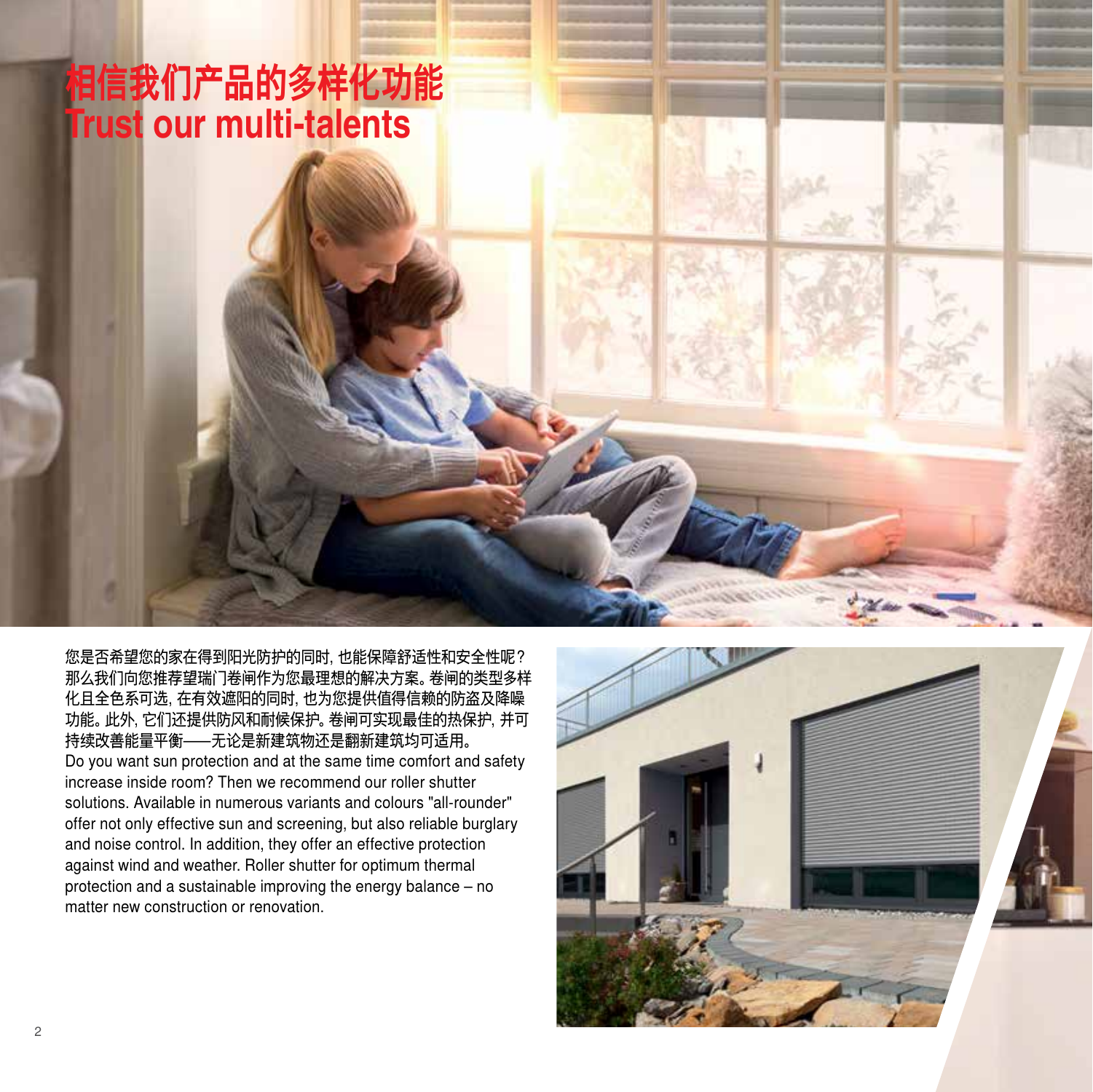# 相信我们产品的多样化功能
# Trust our multi-talents

您是否希望您的家在得到阳光防护的同时，也能保障舒适性和安全性呢？那么我们向您推荐望瑞门卷闸作为您最理想的解决方案。卷闸的类型多样化且全色系可选，在有效遮阳的同时，也为您提供值得信赖的防盗及降噪功能。此外，它们还提供防风和耐候保护。卷闸可实现最佳的热保护，并可持续改善能量平衡——无论是新建筑物还是翻新建筑均可适用。

Do you want sun protection and at the same time comfort and safety increase inside room? Then we recommend our roller shutter solutions. Available in numerous variants and colours "all-rounder" offer not only effective sun and screening, but also reliable burglary and noise control. In addition, they offer an effective protection against wind and weather. Roller shutter for optimum thermal protection and a sustainable improving the energy balance – no matter new construction or renovation.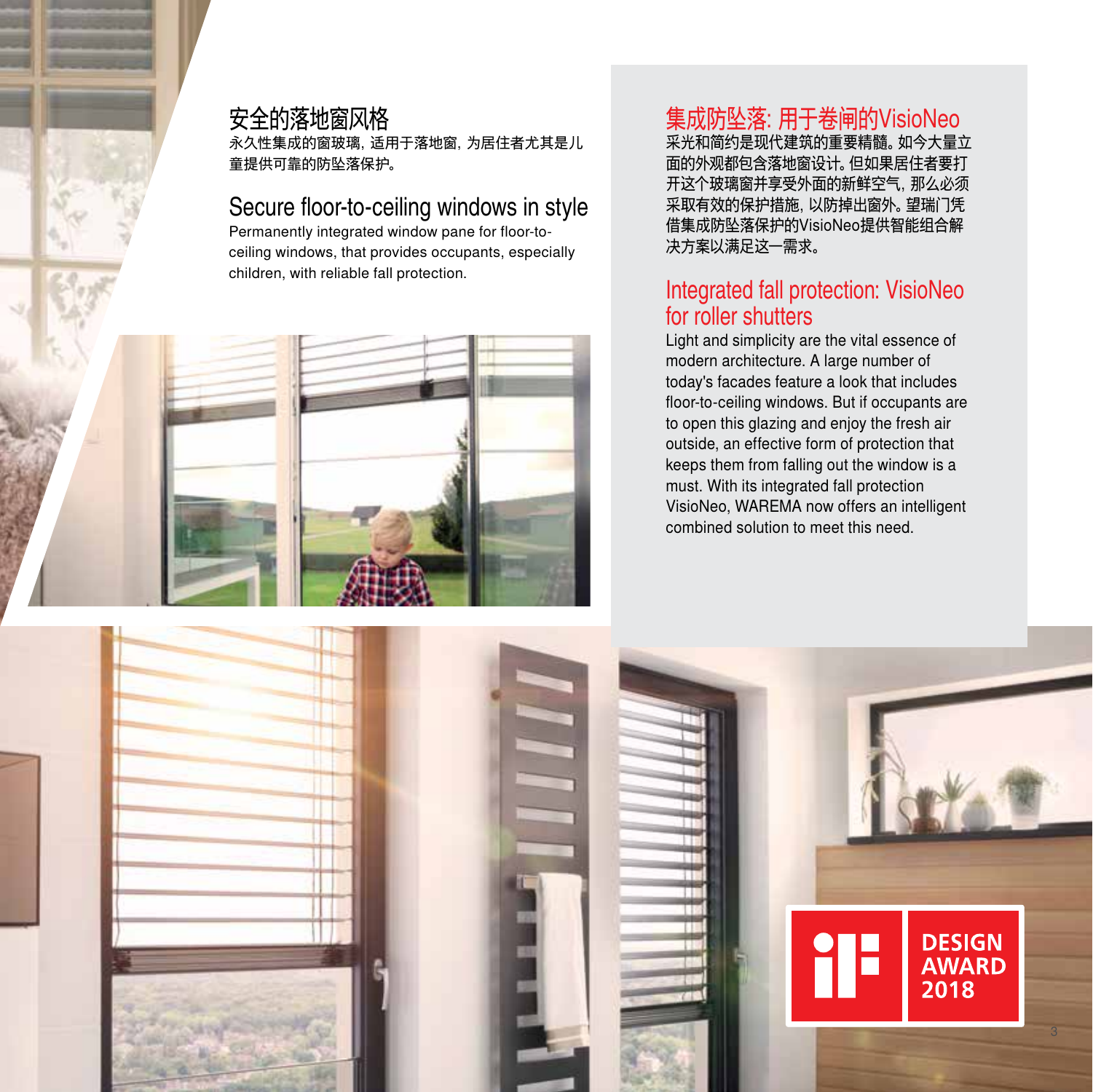## 安全的落地窗风格

永久性集成的窗玻璃，适用于落地窗，为居住者尤其是儿童提供可靠的防坠落保护。

## Secure floor-to-ceiling windows in style

Permanently integrated window pane for floor-to-ceiling windows, that provides occupants, especially children, with reliable fall protection.

## 集成防坠落：用于卷闸的VisioNeo

采光和简约是现代建筑的重要精髓。如今大量立面的外观都包含落地窗设计。但如果居住者要打开这个玻璃窗并享受外面的新鲜空气，那么必须采取有效的保护措施，以防掉出窗外。望瑞门凭借集成防坠落保护的VisioNeo提供智能组合解决方案以满足这一需求。

## Integrated fall protection: VisioNeo for roller shutters

Light and simplicity are the vital essence of modern architecture. A large number of today's facades feature a look that includes floor-to-ceiling windows. But if occupants are to open this glazing and enjoy the fresh air outside, an effective form of protection that keeps them from falling out the window is a must. With its integrated fall protection VisioNeo, WAREMA now offers an intelligent combined solution to meet this need.

iF DESIGN AWARD 2018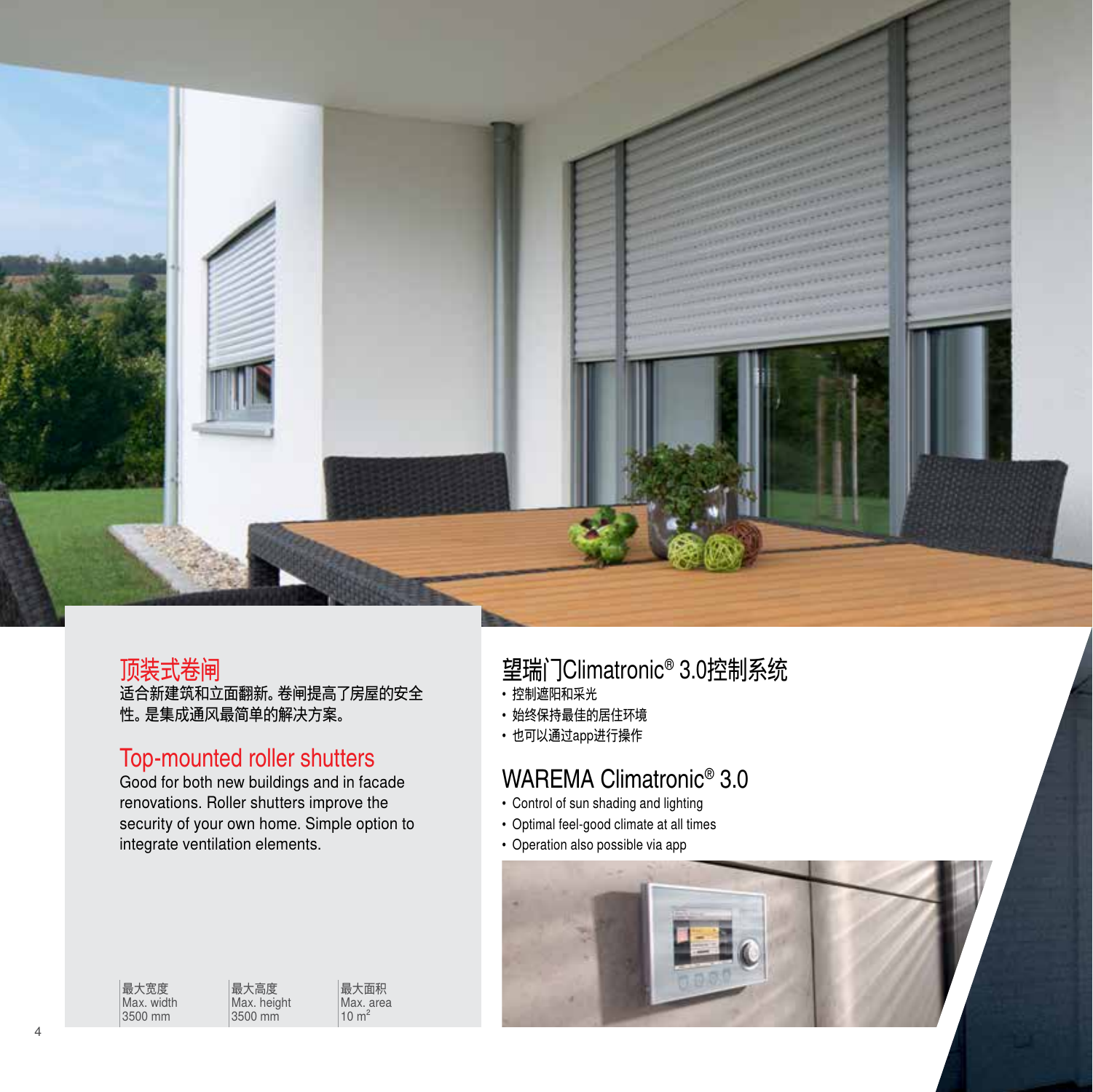## 顶装式卷闸

适合新建筑和立面翻新。卷闸提高了房屋的安全性。是集成通风最简单的解决方案。

## Top-mounted roller shutters

Good for both new buildings and in facade renovations. Roller shutters improve the security of your own home. Simple option to integrate ventilation elements.

| 最大宽度<br>Max. width | 最大高度<br>Max. height | 最大面积<br>Max. area |
|---|---|---|
| 3500 mm | 3500 mm | 10 $m^2$ |

## 望瑞门Climatronic® 3.0控制系统

- 控制遮阳和采光
- 始终保持最佳的居住环境
- 也可以通过app进行操作

## WAREMA Climatronic® 3.0

- Control of sun shading and lighting
- Optimal feel-good climate at all times
- Operation also possible via app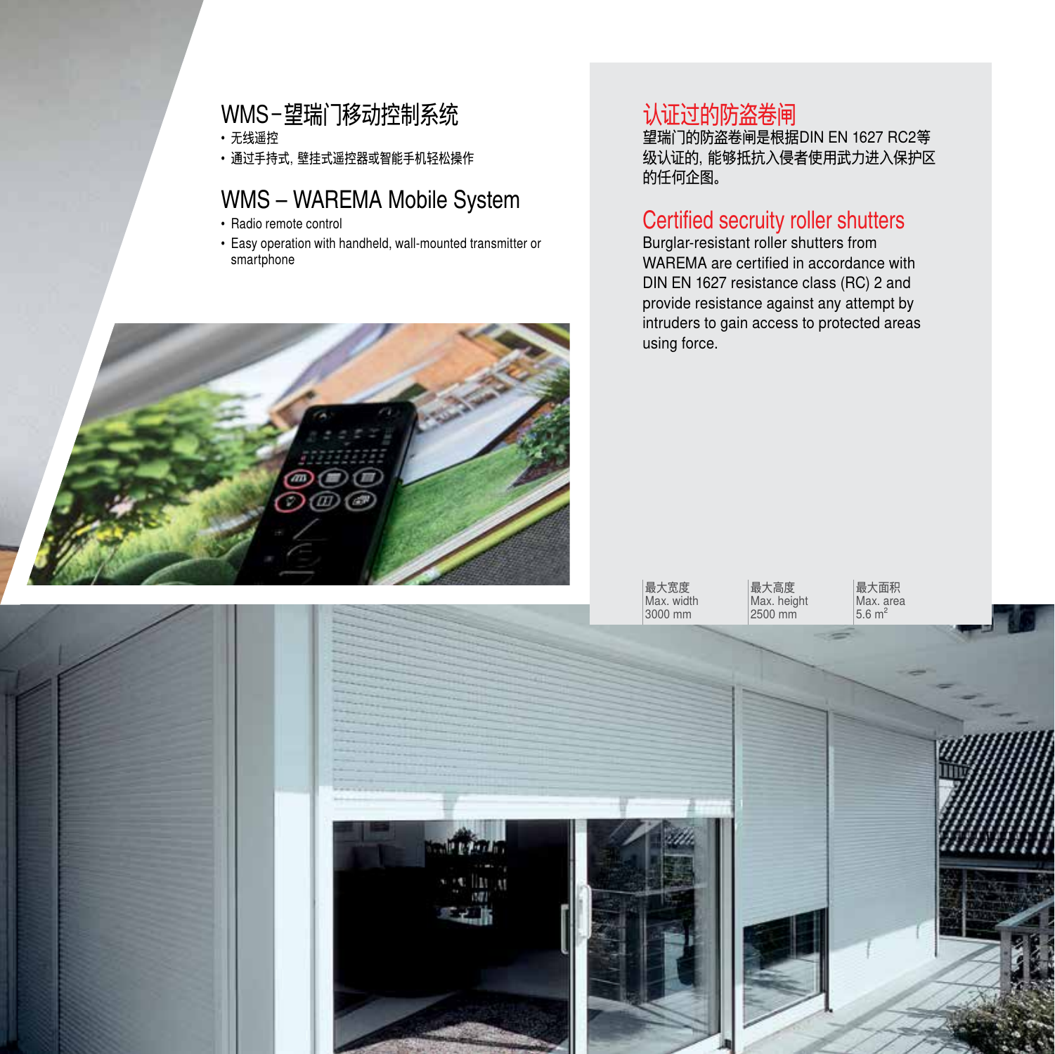## WMS–望瑞门移动控制系统

- 无线遥控
- 通过手持式, 壁挂式遥控器或智能手机轻松操作

## WMS – WAREMA Mobile System

- Radio remote control
- Easy operation with handheld, wall-mounted transmitter or smartphone

## 认证过的防盗卷闸

望瑞门的防盗卷闸是根据DIN EN 1627 RC2等级认证的, 能够抵抗入侵者使用武力进入保护区的任何企图。

## Certified secruity roller shutters

Burglar-resistant roller shutters from WAREMA are certified in accordance with DIN EN 1627 resistance class (RC) 2 and provide resistance against any attempt by intruders to gain access to protected areas using force.

| 最大宽度 Max. width | 最大高度 Max. height | 最大面积 Max. area |
|---|---|---|
| 3000 mm | 2500 mm | 5.6 $m^2$ |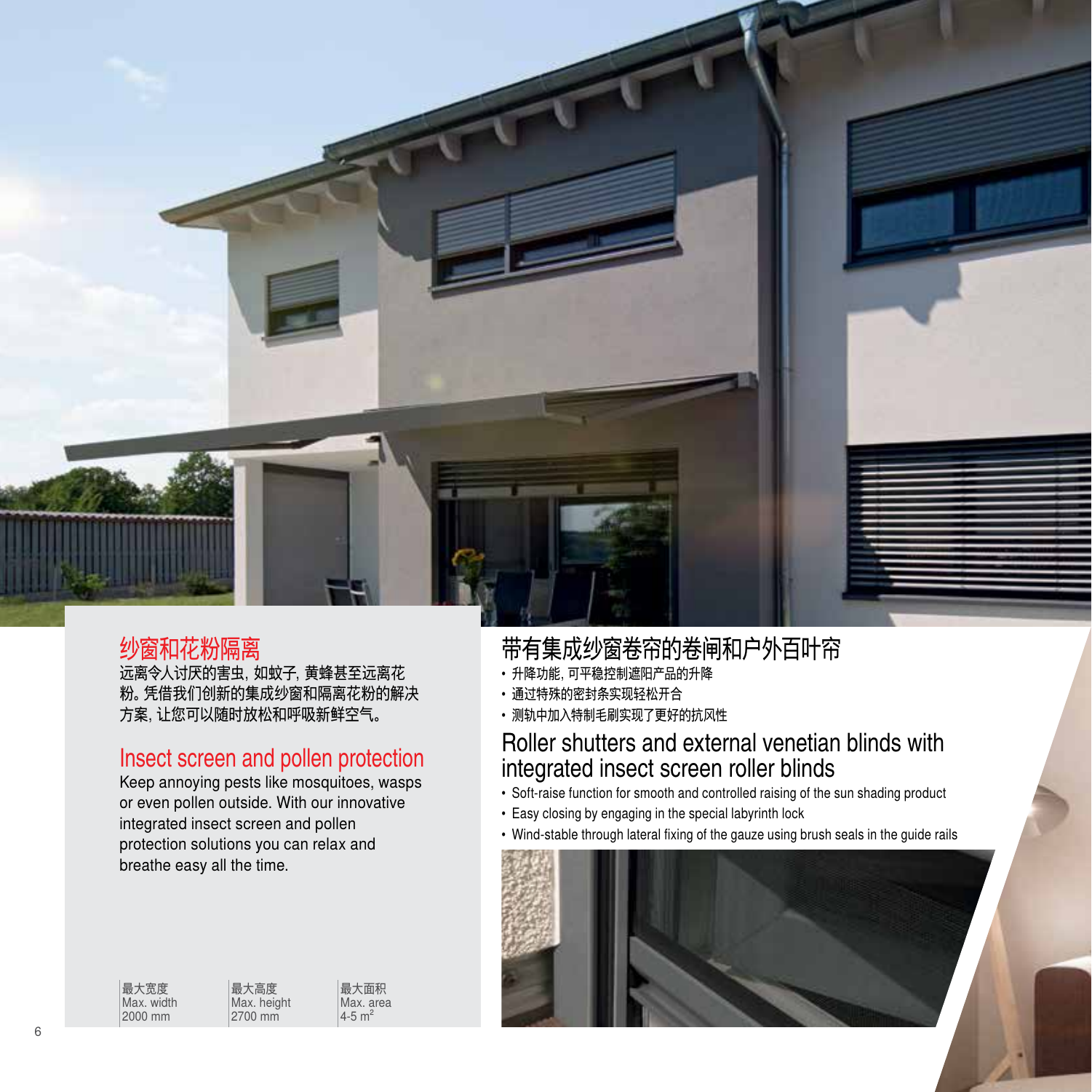## 纱窗和花粉隔离

远离令人讨厌的害虫, 如蚊子, 黄蜂甚至远离花粉。凭借我们创新的集成纱窗和隔离花粉的解决方案, 让您可以随时放松和呼吸新鲜空气。

## Insect screen and pollen protection

Keep annoying pests like mosquitoes, wasps or even pollen outside. With our innovative integrated insect screen and pollen protection solutions you can relax and breathe easy all the time.

| 最大宽度 Max. width | 最大高度 Max. height | 最大面积 Max. area |
|---|---|---|
| 2000 mm | 2700 mm | 4-5 $m^2$ |

## 带有集成纱窗卷帘的卷闸和户外百叶帘

- 升降功能, 可平稳控制遮阳产品的升降
- 通过特殊的密封条实现轻松开合
- 测轨中加入特制毛刷实现了更好的抗风性

## Roller shutters and external venetian blinds with integrated insect screen roller blinds

- Soft-raise function for smooth and controlled raising of the sun shading product
- Easy closing by engaging in the special labyrinth lock
- Wind-stable through lateral fixing of the gauze using brush seals in the guide rails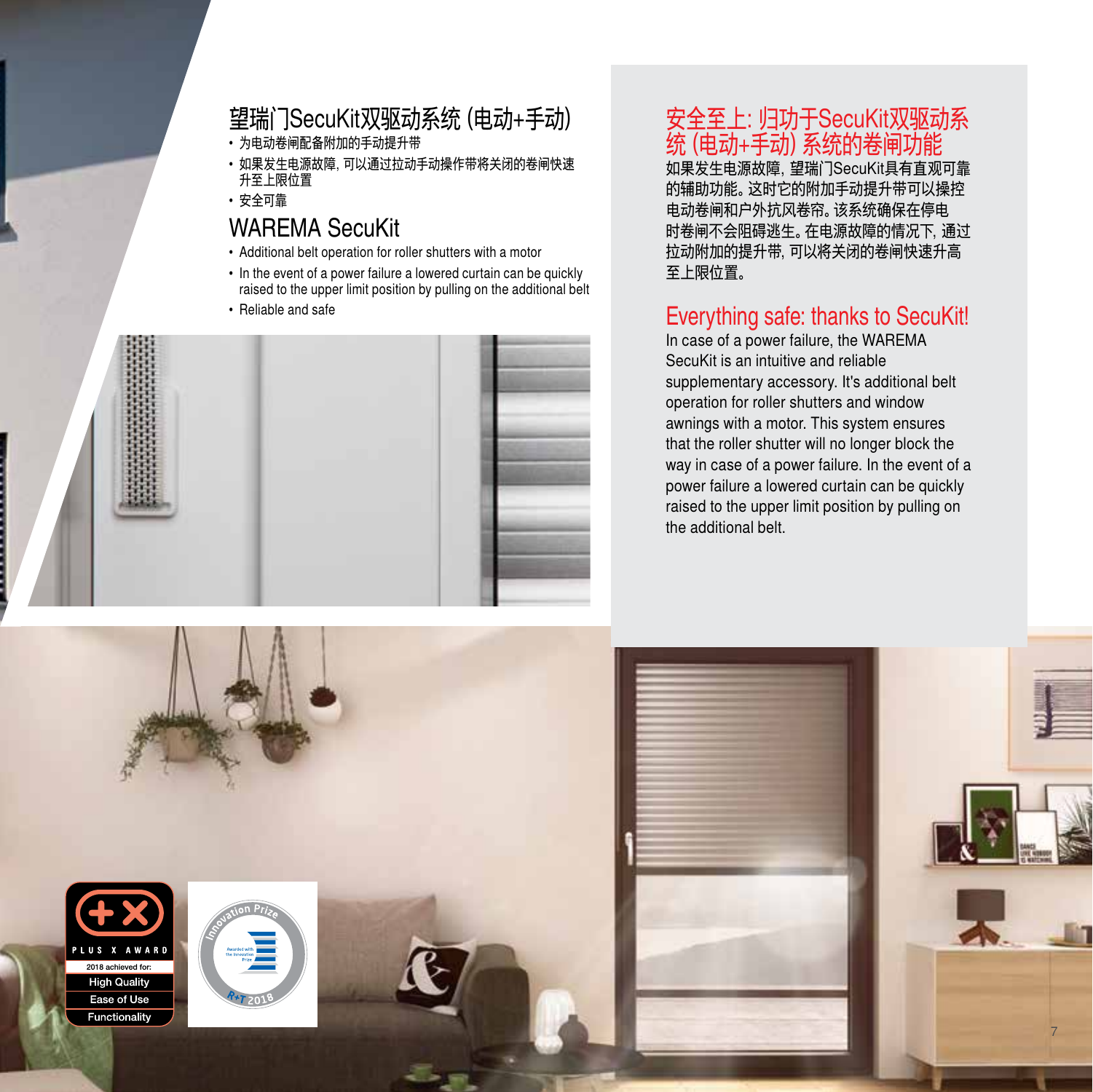## 望瑞门SecuKit双驱动系统 (电动+手动)

- 为电动卷闸配备附加的手动提升带
- 如果发生电源故障, 可以通过拉动手动操作带将关闭的卷闸快速升至上限位置
- 安全可靠

## WAREMA SecuKit

- Additional belt operation for roller shutters with a motor
- In the event of a power failure a lowered curtain can be quickly raised to the upper limit position by pulling on the additional belt
- Reliable and safe

## 安全至上: 归功于SecuKit双驱动系统 (电动+手动) 系统的卷闸功能

如果发生电源故障, 望瑞门SecuKit具有直观可靠的辅助功能。这时它的附加手动提升带可以操控电动卷闸和户外抗风卷帘。该系统确保在停电时卷闸不会阻碍逃生。在电源故障的情况下, 通过拉动附加的提升带, 可以将关闭的卷闸快速升高至上限位置。

## Everything safe: thanks to SecuKit!

In case of a power failure, the WAREMA SecuKit is an intuitive and reliable supplementary accessory. It's additional belt operation for roller shutters and window awnings with a motor. This system ensures that the roller shutter will no longer block the way in case of a power failure. In the event of a power failure a lowered curtain can be quickly raised to the upper limit position by pulling on the additional belt.

PLUS X AWARD
2018 achieved for:
High Quality
Ease of Use
Functionality

Innovation Prize
Awarded with the Innovation Prize
R+T 2018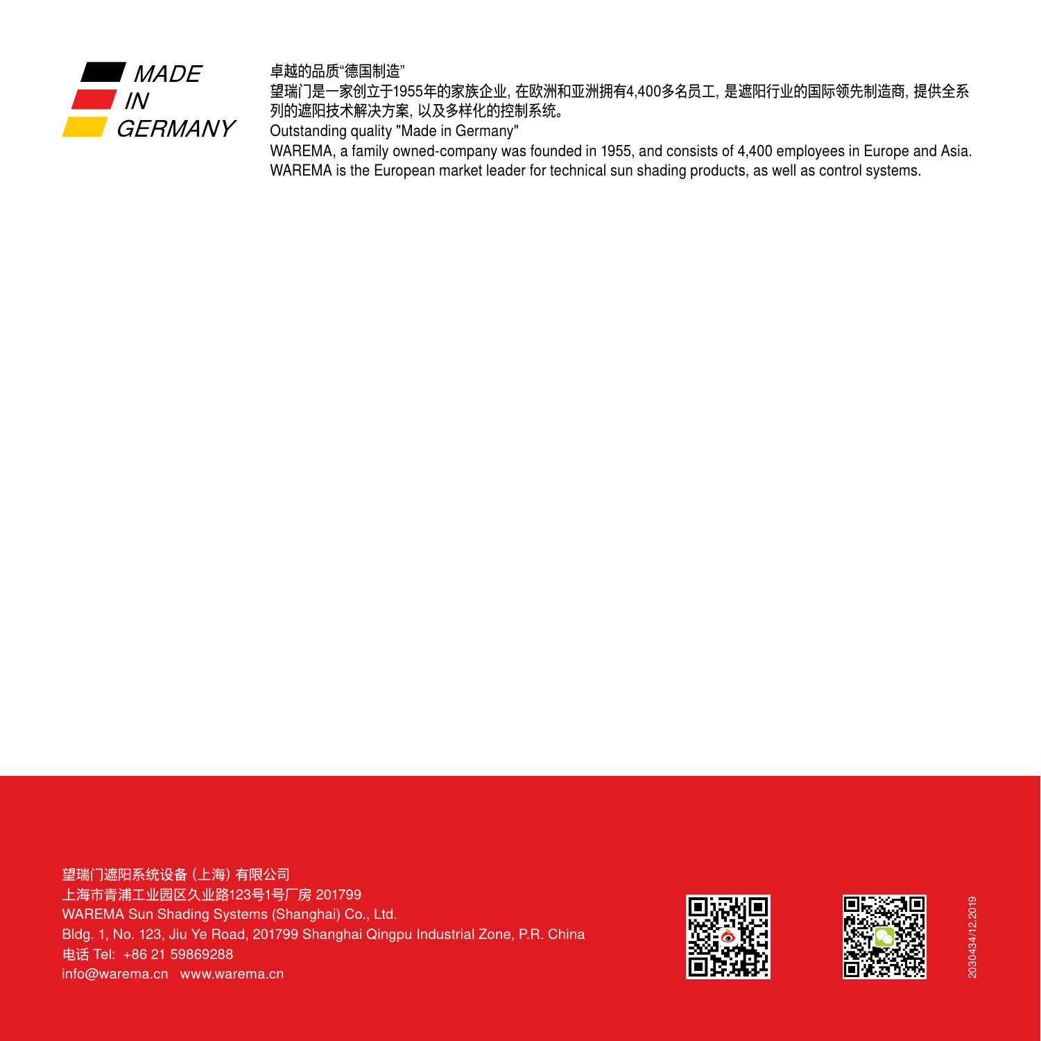MADE
IN
GERMANY

卓越的品质“德国制造”

望瑞门是一家创立于1955年的家族企业, 在欧洲和亚洲拥有4,400多名员工, 是遮阳行业的国际领先制造商, 提供全系列的遮阳技术解决方案, 以及多样化的控制系统。

Outstanding quality "Made in Germany"

WAREMA, a family owned-company was founded in 1955, and consists of 4,400 employees in Europe and Asia. WAREMA is the European market leader for technical sun shading products, as well as control systems.

望瑞门遮阳系统设备 (上海) 有限公司
上海市青浦工业园区久业路123号1号厂房 201799
WAREMA Sun Shading Systems (Shanghai) Co., Ltd.
Bldg. 1, No. 123, Jiu Ye Road, 201799 Shanghai Qingpu Industrial Zone, P.R. China
电话 Tel: +86 21 59869288
info@warema.cn www.warema.cn

2030434/12.2019